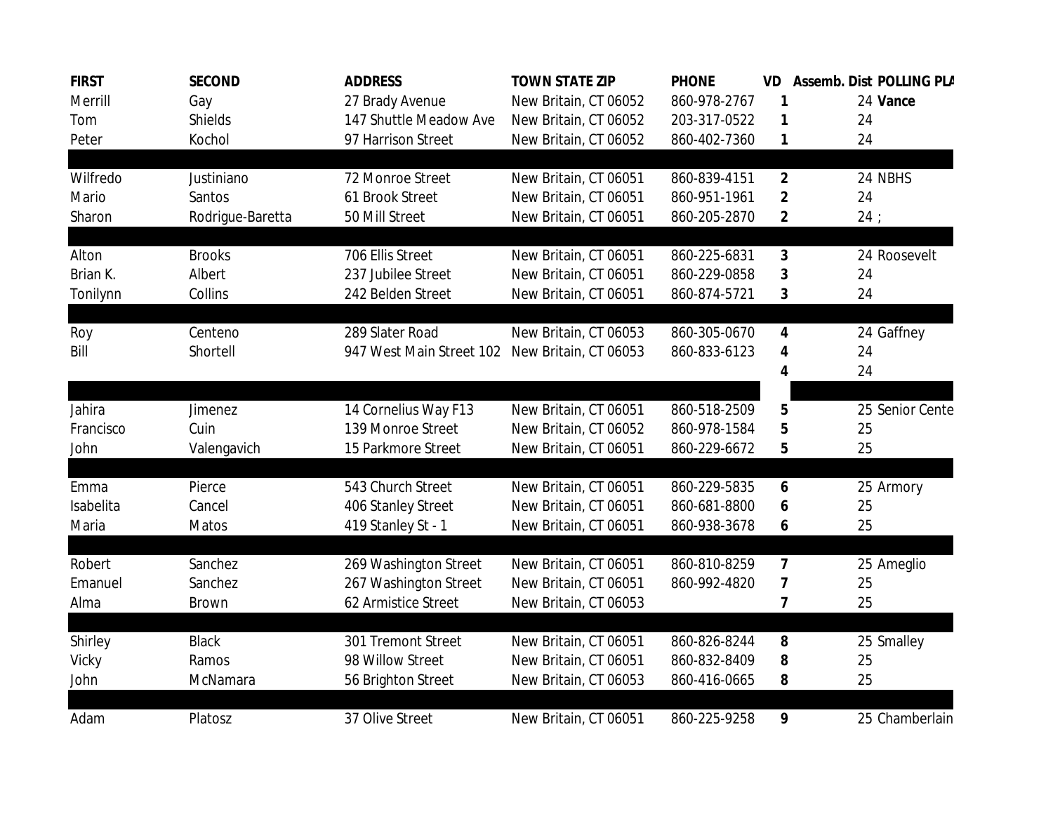| FIRST | SECOND | ADDRESS | TOWN STATE ZIP | PHONE | VD | Assemb. Dist | POLLING PLA |
|---|---|---|---|---|---|---|---|
| Merrill | Gay | 27 Brady Avenue | New Britain, CT 06052 | 860-978-2767 | 1 | 24 | **Vance** |
| Tom | Shields | 147 Shuttle Meadow Ave | New Britain, CT 06052 | 203-317-0522 | 1 | 24 | |
| Peter | Kochol | 97 Harrison Street | New Britain, CT 06052 | 860-402-7360 | 1 | 24 | |
| | | | | | | | |
| Wilfredo | Justiniano | 72 Monroe Street | New Britain, CT 06051 | 860-839-4151 | 2 | 24 | NBHS |
| Mario | Santos | 61 Brook Street | New Britain, CT 06051 | 860-951-1961 | 2 | 24 | |
| Sharon | Rodrigue-Baretta | 50 Mill Street | New Britain, CT 06051 | 860-205-2870 | 2 | 24 | ; |
| | | | | | | | |
| Alton | Brooks | 706 Ellis Street | New Britain, CT 06051 | 860-225-6831 | 3 | 24 | Roosevelt |
| Brian K. | Albert | 237 Jubilee Street | New Britain, CT 06051 | 860-229-0858 | 3 | 24 | |
| Tonilynn | Collins | 242 Belden Street | New Britain, CT 06051 | 860-874-5721 | 3 | 24 | |
| | | | | | | | |
| Roy | Centeno | 289 Slater Road | New Britain, CT 06053 | 860-305-0670 | 4 | 24 | Gaffney |
| Bill | Shortell | 947 West Main Street 102 | New Britain, CT 06053 | 860-833-6123 | 4 | 24 | |
| | | | | | 4 | 24 | |
| | | | | | | | |
| Jahira | Jimenez | 14 Cornelius Way F13 | New Britain, CT 06051 | 860-518-2509 | 5 | 25 | Senior Cente |
| Francisco | Cuin | 139 Monroe Street | New Britain, CT 06052 | 860-978-1584 | 5 | 25 | |
| John | Valengavich | 15 Parkmore Street | New Britain, CT 06051 | 860-229-6672 | 5 | 25 | |
| | | | | | | | |
| Emma | Pierce | 543 Church Street | New Britain, CT 06051 | 860-229-5835 | 6 | 25 | Armory |
| Isabelita | Cancel | 406 Stanley Street | New Britain, CT 06051 | 860-681-8800 | 6 | 25 | |
| Maria | Matos | 419 Stanley St - 1 | New Britain, CT 06051 | 860-938-3678 | 6 | 25 | |
| | | | | | | | |
| Robert | Sanchez | 269 Washington Street | New Britain, CT 06051 | 860-810-8259 | 7 | 25 | Ameglio |
| Emanuel | Sanchez | 267 Washington Street | New Britain, CT 06051 | 860-992-4820 | 7 | 25 | |
| Alma | Brown | 62 Armistice Street | New Britain, CT 06053 | | 7 | 25 | |
| | | | | | | | |
| Shirley | Black | 301 Tremont Street | New Britain, CT 06051 | 860-826-8244 | 8 | 25 | Smalley |
| Vicky | Ramos | 98 Willow Street | New Britain, CT 06051 | 860-832-8409 | 8 | 25 | |
| John | McNamara | 56 Brighton Street | New Britain, CT 06053 | 860-416-0665 | 8 | 25 | |
| | | | | | | | |
| Adam | Platosz | 37 Olive Street | New Britain, CT 06051 | 860-225-9258 | 9 | 25 | Chamberlain |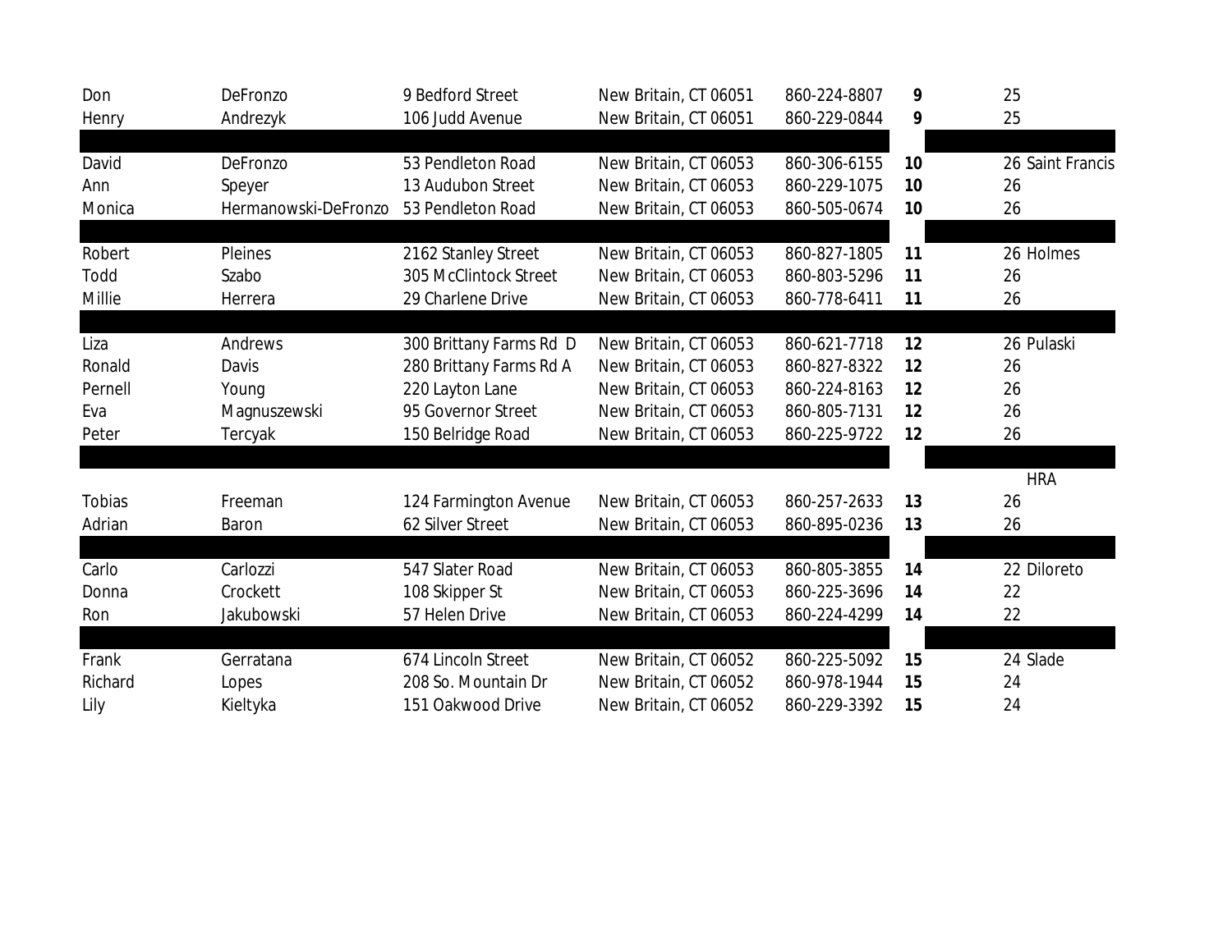| | | | | | | | |
|---|---|---|---|---|---|---|---|
| Don | DeFronzo | 9 Bedford Street | New Britain, CT 06051 | 860-224-8807 | **9** | 25 | |
| Henry | Andrezyk | 106 Judd Avenue | New Britain, CT 06051 | 860-229-0844 | **9** | 25 | |
| | | | | | | | |
| David | DeFronzo | 53 Pendleton Road | New Britain, CT 06053 | 860-306-6155 | **10** | 26 | Saint Francis |
| Ann | Speyer | 13 Audubon Street | New Britain, CT 06053 | 860-229-1075 | **10** | 26 | |
| Monica | Hermanowski-DeFronzo | 53 Pendleton Road | New Britain, CT 06053 | 860-505-0674 | **10** | 26 | |
| | | | | | | | |
| Robert | Pleines | 2162 Stanley Street | New Britain, CT 06053 | 860-827-1805 | **11** | 26 | Holmes |
| Todd | Szabo | 305 McClintock Street | New Britain, CT 06053 | 860-803-5296 | **11** | 26 | |
| Millie | Herrera | 29 Charlene Drive | New Britain, CT 06053 | 860-778-6411 | **11** | 26 | |
| | | | | | | | |
| Liza | Andrews | 300 Brittany Farms Rd D | New Britain, CT 06053 | 860-621-7718 | **12** | 26 | Pulaski |
| Ronald | Davis | 280 Brittany Farms Rd A | New Britain, CT 06053 | 860-827-8322 | **12** | 26 | |
| Pernell | Young | 220 Layton Lane | New Britain, CT 06053 | 860-224-8163 | **12** | 26 | |
| Eva | Magnuszewski | 95 Governor Street | New Britain, CT 06053 | 860-805-7131 | **12** | 26 | |
| Peter | Tercyak | 150 Belridge Road | New Britain, CT 06053 | 860-225-9722 | **12** | 26 | |
| | | | | | | | |
| | | | | | | HRA | |
| Tobias | Freeman | 124 Farmington Avenue | New Britain, CT 06053 | 860-257-2633 | **13** | 26 | |
| Adrian | Baron | 62 Silver Street | New Britain, CT 06053 | 860-895-0236 | **13** | 26 | |
| | | | | | | | |
| Carlo | Carlozzi | 547 Slater Road | New Britain, CT 06053 | 860-805-3855 | **14** | 22 | Diloreto |
| Donna | Crockett | 108 Skipper St | New Britain, CT 06053 | 860-225-3696 | **14** | 22 | |
| Ron | Jakubowski | 57 Helen Drive | New Britain, CT 06053 | 860-224-4299 | **14** | 22 | |
| | | | | | | | |
| Frank | Gerratana | 674 Lincoln Street | New Britain, CT 06052 | 860-225-5092 | **15** | 24 | Slade |
| Richard | Lopes | 208 So. Mountain Dr | New Britain, CT 06052 | 860-978-1944 | **15** | 24 | |
| Lily | Kieltyka | 151 Oakwood Drive | New Britain, CT 06052 | 860-229-3392 | **15** | 24 | |